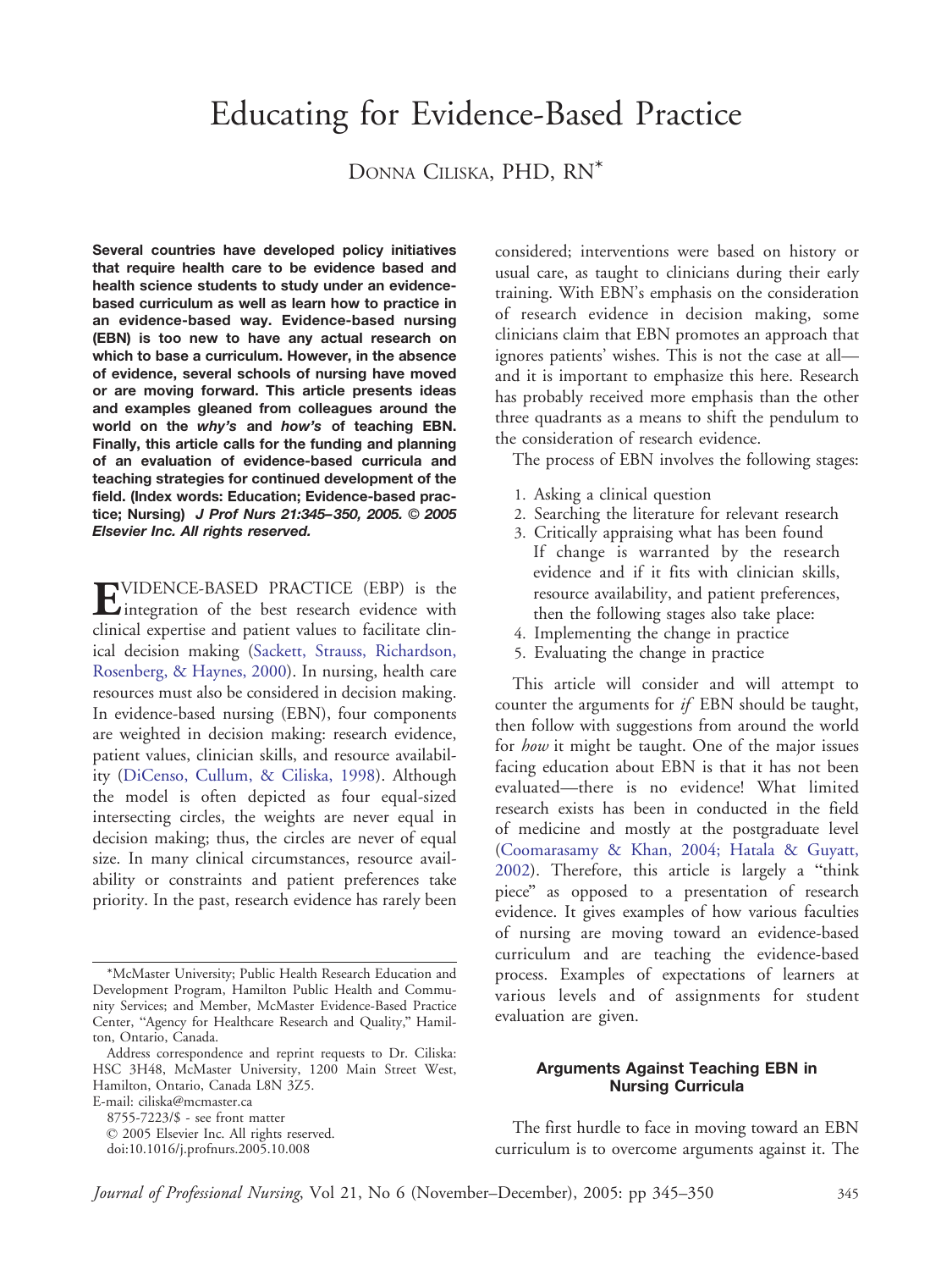# Educating for Evidence-Based Practice

DONNA CILISKA, PHD, RN*

**Several countries have developed policy initiatives that require health care to be evidence based and health science students to study under an evidence-based curriculum as well as learn how to practice in an evidence-based way. Evidence-based nursing (EBN) is too new to have any actual research on which to base a curriculum. However, in the absence of evidence, several schools of nursing have moved or are moving forward. This article presents ideas and examples gleaned from colleagues around the world on the *why's* and *how's* of teaching EBN. Finally, this article calls for the funding and planning of an evaluation of evidence-based curricula and teaching strategies for continued development of the field. (Index words: Education; Evidence-based practice; Nursing) *J Prof Nurs 21:345–350, 2005. © 2005 Elsevier Inc. All rights reserved.***

EVIDENCE-BASED PRACTICE (EBP) is the integration of the best research evidence with clinical expertise and patient values to facilitate clinical decision making (Sackett, Strauss, Richardson, Rosenberg, & Haynes, 2000). In nursing, health care resources must also be considered in decision making. In evidence-based nursing (EBN), four components are weighted in decision making: research evidence, patient values, clinician skills, and resource availability (DiCenso, Cullum, & Ciliska, 1998). Although the model is often depicted as four equal-sized intersecting circles, the weights are never equal in decision making; thus, the circles are never of equal size. In many clinical circumstances, resource availability or constraints and patient preferences take priority. In the past, research evidence has rarely been considered; interventions were based on history or usual care, as taught to clinicians during their early training. With EBN's emphasis on the consideration of research evidence in decision making, some clinicians claim that EBN promotes an approach that ignores patients' wishes. This is not the case at all—and it is important to emphasize this here. Research has probably received more emphasis than the other three quadrants as a means to shift the pendulum to the consideration of research evidence.

The process of EBN involves the following stages:

1. Asking a clinical question
2. Searching the literature for relevant research
3. Critically appraising what has been found
   If change is warranted by the research evidence and if it fits with clinician skills, resource availability, and patient preferences, then the following stages also take place:
4. Implementing the change in practice
5. Evaluating the change in practice

This article will consider and will attempt to counter the arguments for *if* EBN should be taught, then follow with suggestions from around the world for *how* it might be taught. One of the major issues facing education about EBN is that it has not been evaluated—there is no evidence! What limited research exists has been in conducted in the field of medicine and mostly at the postgraduate level (Coomarasamy & Khan, 2004; Hatala & Guyatt, 2002). Therefore, this article is largely a "think piece" as opposed to a presentation of research evidence. It gives examples of how various faculties of nursing are moving toward an evidence-based curriculum and are teaching the evidence-based process. Examples of expectations of learners at various levels and of assignments for student evaluation are given.

## Arguments Against Teaching EBN in Nursing Curricula

The first hurdle to face in moving toward an EBN curriculum is to overcome arguments against it. The

---

*McMaster University; Public Health Research Education and Development Program, Hamilton Public Health and Community Services; and Member, McMaster Evidence-Based Practice Center, "Agency for Healthcare Research and Quality," Hamilton, Ontario, Canada.

Address correspondence and reprint requests to Dr. Ciliska: HSC 3H48, McMaster University, 1200 Main Street West, Hamilton, Ontario, Canada L8N 3Z5.

E-mail: ciliska@mcmaster.ca

8755-7223/$ - see front matter

© 2005 Elsevier Inc. All rights reserved.

doi:10.1016/j.profnurs.2005.10.008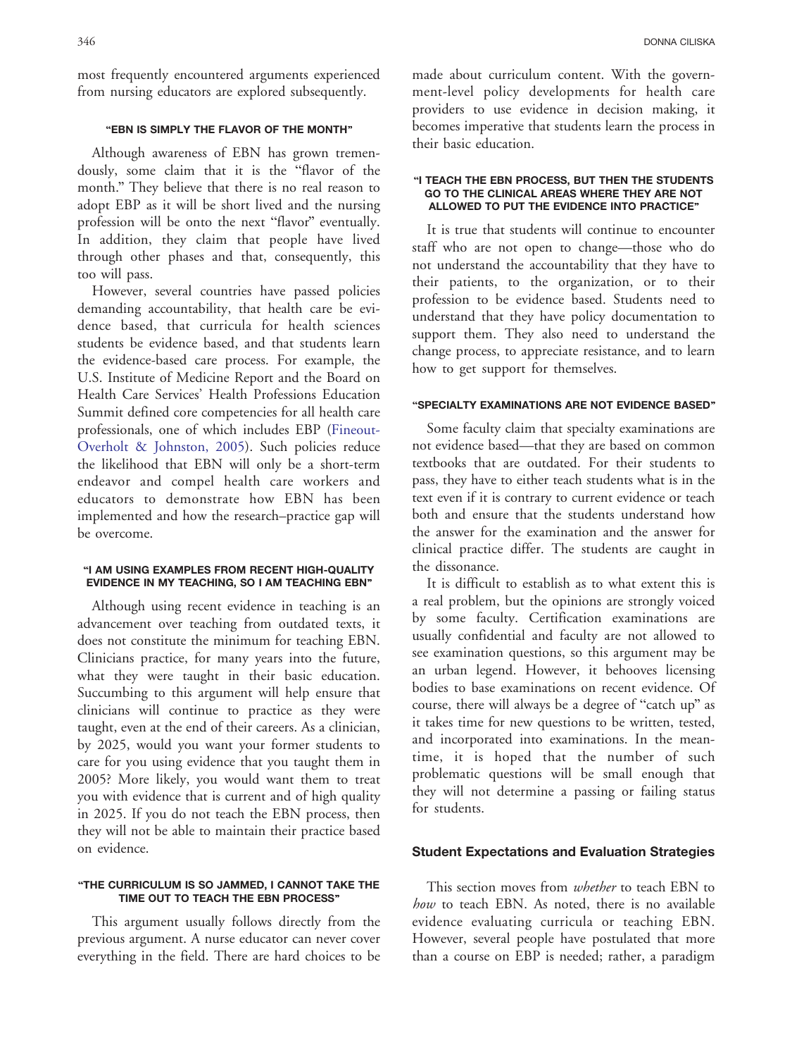most frequently encountered arguments experienced from nursing educators are explored subsequently.

#### "EBN IS SIMPLY THE FLAVOR OF THE MONTH"

Although awareness of EBN has grown tremendously, some claim that it is the "flavor of the month." They believe that there is no real reason to adopt EBP as it will be short lived and the nursing profession will be onto the next "flavor" eventually. In addition, they claim that people have lived through other phases and that, consequently, this too will pass.

However, several countries have passed policies demanding accountability, that health care be evidence based, that curricula for health sciences students be evidence based, and that students learn the evidence-based care process. For example, the U.S. Institute of Medicine Report and the Board on Health Care Services' Health Professions Education Summit defined core competencies for all health care professionals, one of which includes EBP (Fineout-Overholt & Johnston, 2005). Such policies reduce the likelihood that EBN will only be a short-term endeavor and compel health care workers and educators to demonstrate how EBN has been implemented and how the research–practice gap will be overcome.

#### "I AM USING EXAMPLES FROM RECENT HIGH-QUALITY EVIDENCE IN MY TEACHING, SO I AM TEACHING EBN"

Although using recent evidence in teaching is an advancement over teaching from outdated texts, it does not constitute the minimum for teaching EBN. Clinicians practice, for many years into the future, what they were taught in their basic education. Succumbing to this argument will help ensure that clinicians will continue to practice as they were taught, even at the end of their careers. As a clinician, by 2025, would you want your former students to care for you using evidence that you taught them in 2005? More likely, you would want them to treat you with evidence that is current and of high quality in 2025. If you do not teach the EBN process, then they will not be able to maintain their practice based on evidence.

#### "THE CURRICULUM IS SO JAMMED, I CANNOT TAKE THE TIME OUT TO TEACH THE EBN PROCESS"

This argument usually follows directly from the previous argument. A nurse educator can never cover everything in the field. There are hard choices to be made about curriculum content. With the government-level policy developments for health care providers to use evidence in decision making, it becomes imperative that students learn the process in their basic education.

#### "I TEACH THE EBN PROCESS, BUT THEN THE STUDENTS GO TO THE CLINICAL AREAS WHERE THEY ARE NOT ALLOWED TO PUT THE EVIDENCE INTO PRACTICE"

It is true that students will continue to encounter staff who are not open to change—those who do not understand the accountability that they have to their patients, to the organization, or to their profession to be evidence based. Students need to understand that they have policy documentation to support them. They also need to understand the change process, to appreciate resistance, and to learn how to get support for themselves.

#### "SPECIALTY EXAMINATIONS ARE NOT EVIDENCE BASED"

Some faculty claim that specialty examinations are not evidence based—that they are based on common textbooks that are outdated. For their students to pass, they have to either teach students what is in the text even if it is contrary to current evidence or teach both and ensure that the students understand how the answer for the examination and the answer for clinical practice differ. The students are caught in the dissonance.

It is difficult to establish as to what extent this is a real problem, but the opinions are strongly voiced by some faculty. Certification examinations are usually confidential and faculty are not allowed to see examination questions, so this argument may be an urban legend. However, it behooves licensing bodies to base examinations on recent evidence. Of course, there will always be a degree of "catch up" as it takes time for new questions to be written, tested, and incorporated into examinations. In the meantime, it is hoped that the number of such problematic questions will be small enough that they will not determine a passing or failing status for students.

### Student Expectations and Evaluation Strategies

This section moves from *whether* to teach EBN to *how* to teach EBN. As noted, there is no available evidence evaluating curricula or teaching EBN. However, several people have postulated that more than a course on EBP is needed; rather, a paradigm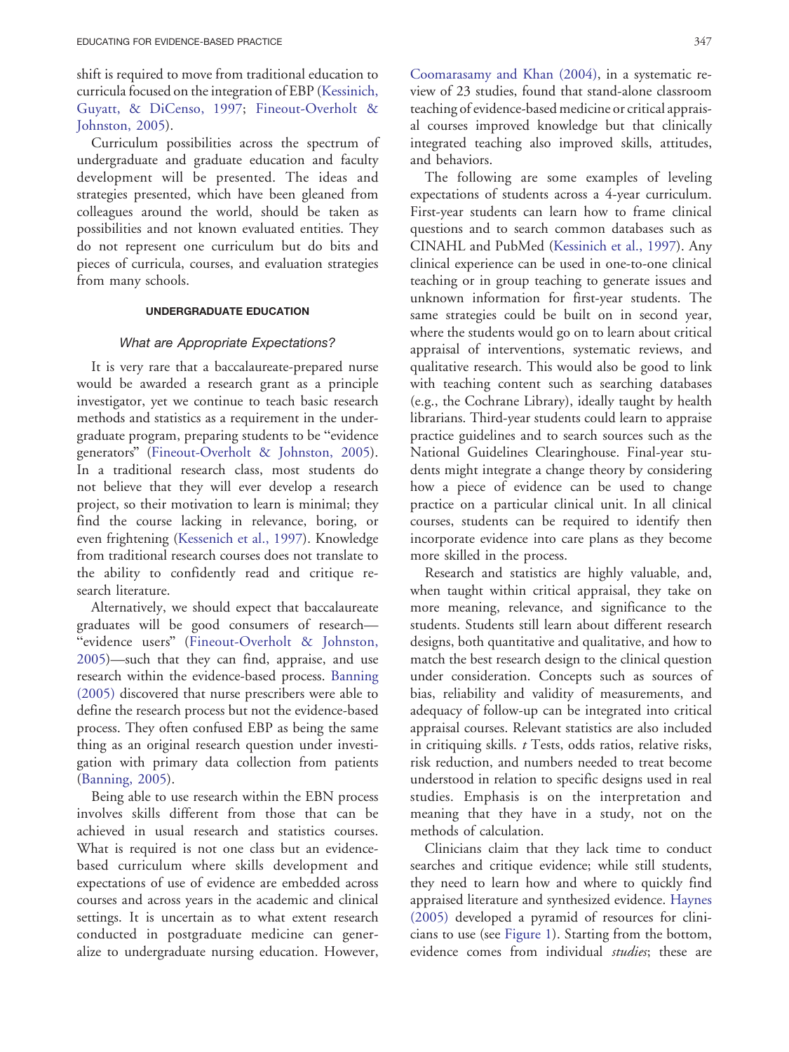shift is required to move from traditional education to curricula focused on the integration of EBP (Kessinich, Guyatt, & DiCenso, 1997; Fineout-Overholt & Johnston, 2005).

Curriculum possibilities across the spectrum of undergraduate and graduate education and faculty development will be presented. The ideas and strategies presented, which have been gleaned from colleagues around the world, should be taken as possibilities and not known evaluated entities. They do not represent one curriculum but do bits and pieces of curricula, courses, and evaluation strategies from many schools.

## UNDERGRADUATE EDUCATION

### *What are Appropriate Expectations?*

It is very rare that a baccalaureate-prepared nurse would be awarded a research grant as a principle investigator, yet we continue to teach basic research methods and statistics as a requirement in the undergraduate program, preparing students to be "evidence generators" (Fineout-Overholt & Johnston, 2005). In a traditional research class, most students do not believe that they will ever develop a research project, so their motivation to learn is minimal; they find the course lacking in relevance, boring, or even frightening (Kessenich et al., 1997). Knowledge from traditional research courses does not translate to the ability to confidently read and critique research literature.

Alternatively, we should expect that baccalaureate graduates will be good consumers of research—"evidence users" (Fineout-Overholt & Johnston, 2005)—such that they can find, appraise, and use research within the evidence-based process. Banning (2005) discovered that nurse prescribers were able to define the research process but not the evidence-based process. They often confused EBP as being the same thing as an original research question under investigation with primary data collection from patients (Banning, 2005).

Being able to use research within the EBN process involves skills different from those that can be achieved in usual research and statistics courses. What is required is not one class but an evidence-based curriculum where skills development and expectations of use of evidence are embedded across courses and across years in the academic and clinical settings. It is uncertain as to what extent research conducted in postgraduate medicine can generalize to undergraduate nursing education. However, Coomarasamy and Khan (2004), in a systematic review of 23 studies, found that stand-alone classroom teaching of evidence-based medicine or critical appraisal courses improved knowledge but that clinically integrated teaching also improved skills, attitudes, and behaviors.

The following are some examples of leveling expectations of students across a 4-year curriculum. First-year students can learn how to frame clinical questions and to search common databases such as CINAHL and PubMed (Kessinich et al., 1997). Any clinical experience can be used in one-to-one clinical teaching or in group teaching to generate issues and unknown information for first-year students. The same strategies could be built on in second year, where the students would go on to learn about critical appraisal of interventions, systematic reviews, and qualitative research. This would also be good to link with teaching content such as searching databases (e.g., the Cochrane Library), ideally taught by health librarians. Third-year students could learn to appraise practice guidelines and to search sources such as the National Guidelines Clearinghouse. Final-year students might integrate a change theory by considering how a piece of evidence can be used to change practice on a particular clinical unit. In all clinical courses, students can be required to identify then incorporate evidence into care plans as they become more skilled in the process.

Research and statistics are highly valuable, and, when taught within critical appraisal, they take on more meaning, relevance, and significance to the students. Students still learn about different research designs, both quantitative and qualitative, and how to match the best research design to the clinical question under consideration. Concepts such as sources of bias, reliability and validity of measurements, and adequacy of follow-up can be integrated into critical appraisal courses. Relevant statistics are also included in critiquing skills. *t* Tests, odds ratios, relative risks, risk reduction, and numbers needed to treat become understood in relation to specific designs used in real studies. Emphasis is on the interpretation and meaning that they have in a study, not on the methods of calculation.

Clinicians claim that they lack time to conduct searches and critique evidence; while still students, they need to learn how and where to quickly find appraised literature and synthesized evidence. Haynes (2005) developed a pyramid of resources for clinicians to use (see Figure 1). Starting from the bottom, evidence comes from individual *studies*; these are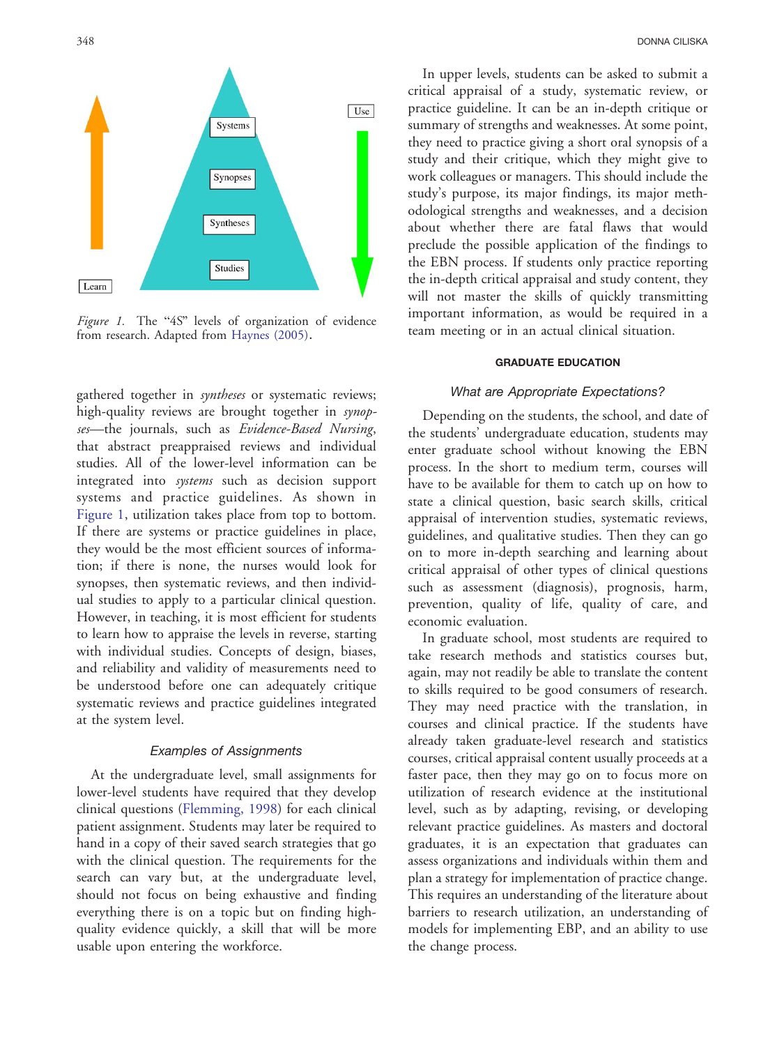*Figure 1.* The "4S" levels of organization of evidence from research. Adapted from Haynes (2005).

gathered together in *syntheses* or systematic reviews; high-quality reviews are brought together in *synopses*—the journals, such as *Evidence-Based Nursing*, that abstract preappraised reviews and individual studies. All of the lower-level information can be integrated into *systems* such as decision support systems and practice guidelines. As shown in Figure 1, utilization takes place from top to bottom. If there are systems or practice guidelines in place, they would be the most efficient sources of information; if there is none, the nurses would look for synopses, then systematic reviews, and then individual studies to apply to a particular clinical question. However, in teaching, it is most efficient for students to learn how to appraise the levels in reverse, starting with individual studies. Concepts of design, biases, and reliability and validity of measurements need to be understood before one can adequately critique systematic reviews and practice guidelines integrated at the system level.

### *Examples of Assignments*

At the undergraduate level, small assignments for lower-level students have required that they develop clinical questions (Flemming, 1998) for each clinical patient assignment. Students may later be required to hand in a copy of their saved search strategies that go with the clinical question. The requirements for the search can vary but, at the undergraduate level, should not focus on being exhaustive and finding everything there is on a topic but on finding high-quality evidence quickly, a skill that will be more usable upon entering the workforce.

In upper levels, students can be asked to submit a critical appraisal of a study, systematic review, or practice guideline. It can be an in-depth critique or summary of strengths and weaknesses. At some point, they need to practice giving a short oral synopsis of a study and their critique, which they might give to work colleagues or managers. This should include the study's purpose, its major findings, its major methodological strengths and weaknesses, and a decision about whether there are fatal flaws that would preclude the possible application of the findings to the EBN process. If students only practice reporting the in-depth critical appraisal and study content, they will not master the skills of quickly transmitting important information, as would be required in a team meeting or in an actual clinical situation.

## GRADUATE EDUCATION

### *What are Appropriate Expectations?*

Depending on the students, the school, and date of the students' undergraduate education, students may enter graduate school without knowing the EBN process. In the short to medium term, courses will have to be available for them to catch up on how to state a clinical question, basic search skills, critical appraisal of intervention studies, systematic reviews, guidelines, and qualitative studies. Then they can go on to more in-depth searching and learning about critical appraisal of other types of clinical questions such as assessment (diagnosis), prognosis, harm, prevention, quality of life, quality of care, and economic evaluation.

In graduate school, most students are required to take research methods and statistics courses but, again, may not readily be able to translate the content to skills required to be good consumers of research. They may need practice with the translation, in courses and clinical practice. If the students have already taken graduate-level research and statistics courses, critical appraisal content usually proceeds at a faster pace, then they may go on to focus more on utilization of research evidence at the institutional level, such as by adapting, revising, or developing relevant practice guidelines. As masters and doctoral graduates, it is an expectation that graduates can assess organizations and individuals within them and plan a strategy for implementation of practice change. This requires an understanding of the literature about barriers to research utilization, an understanding of models for implementing EBP, and an ability to use the change process.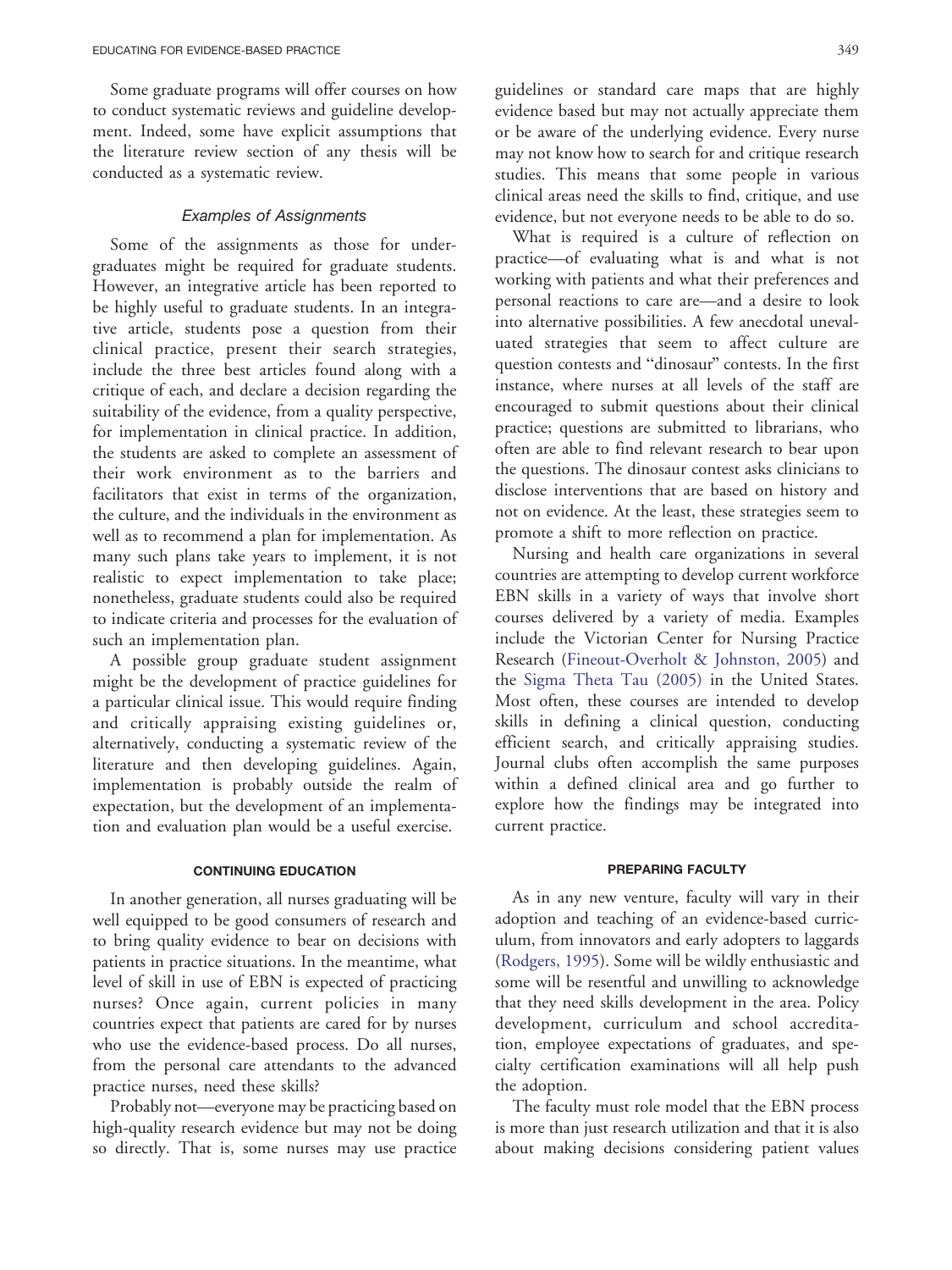Some graduate programs will offer courses on how to conduct systematic reviews and guideline development. Indeed, some have explicit assumptions that the literature review section of any thesis will be conducted as a systematic review.

### *Examples of Assignments*

Some of the assignments as those for undergraduates might be required for graduate students. However, an integrative article has been reported to be highly useful to graduate students. In an integrative article, students pose a question from their clinical practice, present their search strategies, include the three best articles found along with a critique of each, and declare a decision regarding the suitability of the evidence, from a quality perspective, for implementation in clinical practice. In addition, the students are asked to complete an assessment of their work environment as to the barriers and facilitators that exist in terms of the organization, the culture, and the individuals in the environment as well as to recommend a plan for implementation. As many such plans take years to implement, it is not realistic to expect implementation to take place; nonetheless, graduate students could also be required to indicate criteria and processes for the evaluation of such an implementation plan.

A possible group graduate student assignment might be the development of practice guidelines for a particular clinical issue. This would require finding and critically appraising existing guidelines or, alternatively, conducting a systematic review of the literature and then developing guidelines. Again, implementation is probably outside the realm of expectation, but the development of an implementation and evaluation plan would be a useful exercise.

## CONTINUING EDUCATION

In another generation, all nurses graduating will be well equipped to be good consumers of research and to bring quality evidence to bear on decisions with patients in practice situations. In the meantime, what level of skill in use of EBN is expected of practicing nurses? Once again, current policies in many countries expect that patients are cared for by nurses who use the evidence-based process. Do all nurses, from the personal care attendants to the advanced practice nurses, need these skills?

Probably not—everyone may be practicing based on high-quality research evidence but may not be doing so directly. That is, some nurses may use practice guidelines or standard care maps that are highly evidence based but may not actually appreciate them or be aware of the underlying evidence. Every nurse may not know how to search for and critique research studies. This means that some people in various clinical areas need the skills to find, critique, and use evidence, but not everyone needs to be able to do so.

What is required is a culture of reflection on practice—of evaluating what is and what is not working with patients and what their preferences and personal reactions to care are—and a desire to look into alternative possibilities. A few anecdotal unevaluated strategies that seem to affect culture are question contests and "dinosaur" contests. In the first instance, where nurses at all levels of the staff are encouraged to submit questions about their clinical practice; questions are submitted to librarians, who often are able to find relevant research to bear upon the questions. The dinosaur contest asks clinicians to disclose interventions that are based on history and not on evidence. At the least, these strategies seem to promote a shift to more reflection on practice.

Nursing and health care organizations in several countries are attempting to develop current workforce EBN skills in a variety of ways that involve short courses delivered by a variety of media. Examples include the Victorian Center for Nursing Practice Research (Fineout-Overholt & Johnston, 2005) and the Sigma Theta Tau (2005) in the United States. Most often, these courses are intended to develop skills in defining a clinical question, conducting efficient search, and critically appraising studies. Journal clubs often accomplish the same purposes within a defined clinical area and go further to explore how the findings may be integrated into current practice.

## PREPARING FACULTY

As in any new venture, faculty will vary in their adoption and teaching of an evidence-based curriculum, from innovators and early adopters to laggards (Rodgers, 1995). Some will be wildly enthusiastic and some will be resentful and unwilling to acknowledge that they need skills development in the area. Policy development, curriculum and school accreditation, employee expectations of graduates, and specialty certification examinations will all help push the adoption.

The faculty must role model that the EBN process is more than just research utilization and that it is also about making decisions considering patient values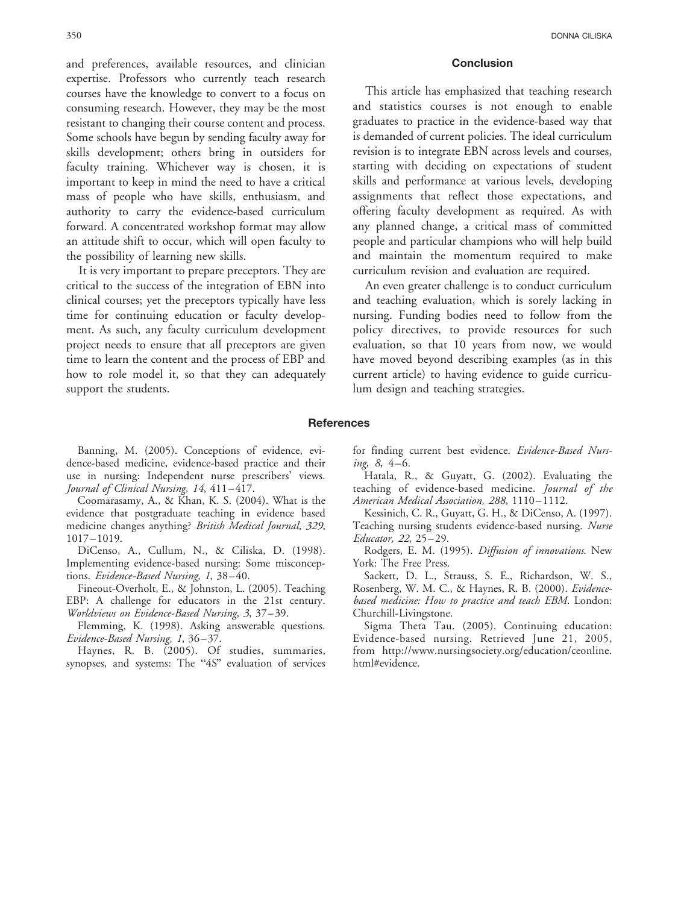and preferences, available resources, and clinician expertise. Professors who currently teach research courses have the knowledge to convert to a focus on consuming research. However, they may be the most resistant to changing their course content and process. Some schools have begun by sending faculty away for skills development; others bring in outsiders for faculty training. Whichever way is chosen, it is important to keep in mind the need to have a critical mass of people who have skills, enthusiasm, and authority to carry the evidence-based curriculum forward. A concentrated workshop format may allow an attitude shift to occur, which will open faculty to the possibility of learning new skills.

It is very important to prepare preceptors. They are critical to the success of the integration of EBN into clinical courses; yet the preceptors typically have less time for continuing education or faculty development. As such, any faculty curriculum development project needs to ensure that all preceptors are given time to learn the content and the process of EBP and how to role model it, so that they can adequately support the students.

## Conclusion

This article has emphasized that teaching research and statistics courses is not enough to enable graduates to practice in the evidence-based way that is demanded of current policies. The ideal curriculum revision is to integrate EBN across levels and courses, starting with deciding on expectations of student skills and performance at various levels, developing assignments that reflect those expectations, and offering faculty development as required. As with any planned change, a critical mass of committed people and particular champions who will help build and maintain the momentum required to make curriculum revision and evaluation are required.

An even greater challenge is to conduct curriculum and teaching evaluation, which is sorely lacking in nursing. Funding bodies need to follow from the policy directives, to provide resources for such evaluation, so that 10 years from now, we would have moved beyond describing examples (as in this current article) to having evidence to guide curriculum design and teaching strategies.

## References

Banning, M. (2005). Conceptions of evidence, evidence-based medicine, evidence-based practice and their use in nursing: Independent nurse prescribers' views. *Journal of Clinical Nursing, 14*, 411–417.

Coomarasamy, A., & Khan, K. S. (2004). What is the evidence that postgraduate teaching in evidence based medicine changes anything? *British Medical Journal, 329*, 1017–1019.

DiCenso, A., Cullum, N., & Ciliska, D. (1998). Implementing evidence-based nursing: Some misconceptions. *Evidence-Based Nursing, 1*, 38–40.

Fineout-Overholt, E., & Johnston, L. (2005). Teaching EBP: A challenge for educators in the 21st century. *Worldviews on Evidence-Based Nursing, 3*, 37–39.

Flemming, K. (1998). Asking answerable questions. *Evidence-Based Nursing, 1*, 36–37.

Haynes, R. B. (2005). Of studies, summaries, synopses, and systems: The "4S" evaluation of services for finding current best evidence. *Evidence-Based Nursing, 8*, 4–6.

Hatala, R., & Guyatt, G. (2002). Evaluating the teaching of evidence-based medicine. *Journal of the American Medical Association, 288*, 1110–1112.

Kessinich, C. R., Guyatt, G. H., & DiCenso, A. (1997). Teaching nursing students evidence-based nursing. *Nurse Educator, 22*, 25–29.

Rodgers, E. M. (1995). *Diffusion of innovations*. New York: The Free Press.

Sackett, D. L., Strauss, S. E., Richardson, W. S., Rosenberg, W. M. C., & Haynes, R. B. (2000). *Evidence-based medicine: How to practice and teach EBM*. London: Churchill-Livingstone.

Sigma Theta Tau. (2005). Continuing education: Evidence-based nursing. Retrieved June 21, 2005, from http://www.nursingsociety.org/education/ceonline.html#evidence.